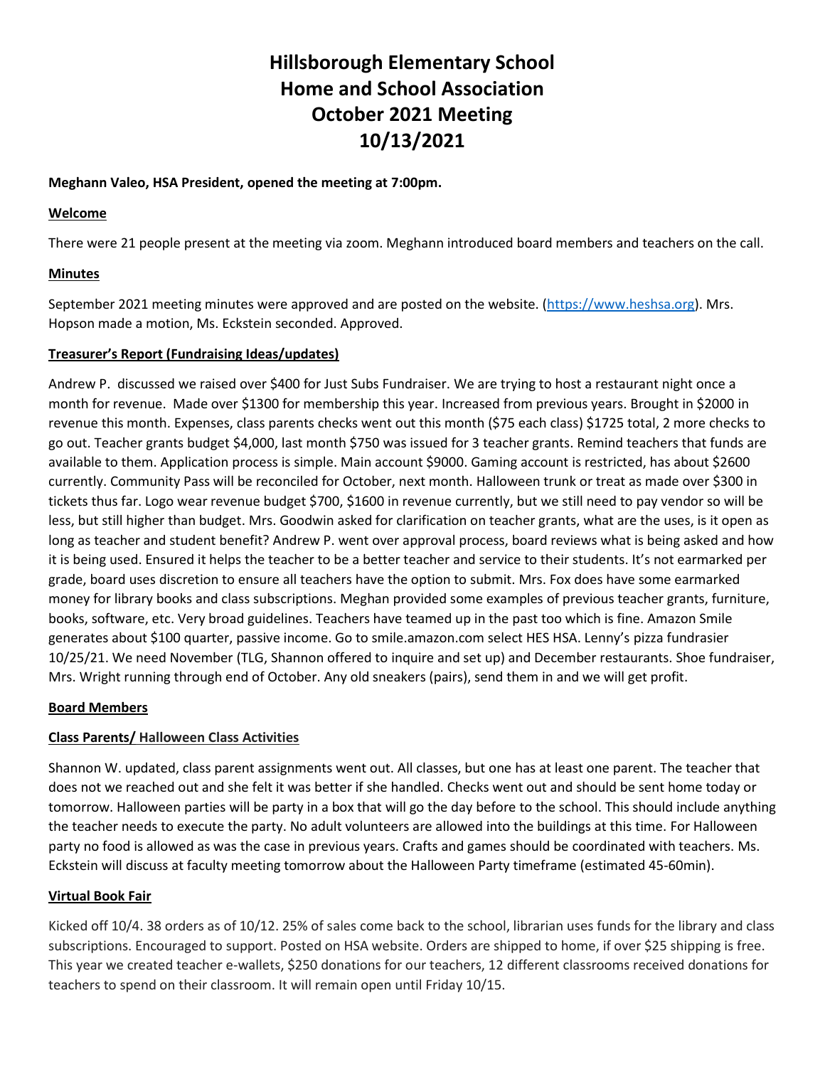# Hillsborough Elementary School Home and School Association October 2021 Meeting 10/13/2021

**Meghann Valeo, HSA President, opened the meeting at 7:00pm.**

## Welcome

There were 21 people present at the meeting via zoom. Meghann introduced board members and teachers on the call.

## Minutes

September 2021 meeting minutes were approved and are posted on the website. (https://www.heshsa.org). Mrs. Hopson made a motion, Ms. Eckstein seconded. Approved.

## Treasurer's Report (Fundraising Ideas/updates)

Andrew P. discussed we raised over $400 for Just Subs Fundraiser. We are trying to host a restaurant night once a month for revenue. Made over $1300 for membership this year. Increased from previous years. Brought in $2000 in revenue this month. Expenses, class parents checks went out this month ($75 each class) $1725 total, 2 more checks to go out. Teacher grants budget $4,000, last month $750 was issued for 3 teacher grants. Remind teachers that funds are available to them. Application process is simple. Main account $9000. Gaming account is restricted, has about $2600 currently. Community Pass will be reconciled for October, next month. Halloween trunk or treat as made over $300 in tickets thus far. Logo wear revenue budget $700, $1600 in revenue currently, but we still need to pay vendor so will be less, but still higher than budget. Mrs. Goodwin asked for clarification on teacher grants, what are the uses, is it open as long as teacher and student benefit? Andrew P. went over approval process, board reviews what is being asked and how it is being used. Ensured it helps the teacher to be a better teacher and service to their students. It's not earmarked per grade, board uses discretion to ensure all teachers have the option to submit. Mrs. Fox does have some earmarked money for library books and class subscriptions. Meghan provided some examples of previous teacher grants, furniture, books, software, etc. Very broad guidelines. Teachers have teamed up in the past too which is fine. Amazon Smile generates about $100 quarter, passive income. Go to smile.amazon.com select HES HSA. Lenny's pizza fundrasier 10/25/21. We need November (TLG, Shannon offered to inquire and set up) and December restaurants. Shoe fundraiser, Mrs. Wright running through end of October. Any old sneakers (pairs), send them in and we will get profit.

## Board Members

## Class Parents/ Halloween Class Activities

Shannon W. updated, class parent assignments went out. All classes, but one has at least one parent. The teacher that does not we reached out and she felt it was better if she handled. Checks went out and should be sent home today or tomorrow. Halloween parties will be party in a box that will go the day before to the school. This should include anything the teacher needs to execute the party. No adult volunteers are allowed into the buildings at this time. For Halloween party no food is allowed as was the case in previous years. Crafts and games should be coordinated with teachers. Ms. Eckstein will discuss at faculty meeting tomorrow about the Halloween Party timeframe (estimated 45-60min).

## Virtual Book Fair

Kicked off 10/4. 38 orders as of 10/12. 25% of sales come back to the school, librarian uses funds for the library and class subscriptions. Encouraged to support. Posted on HSA website. Orders are shipped to home, if over $25 shipping is free. This year we created teacher e-wallets, $250 donations for our teachers, 12 different classrooms received donations for teachers to spend on their classroom. It will remain open until Friday 10/15.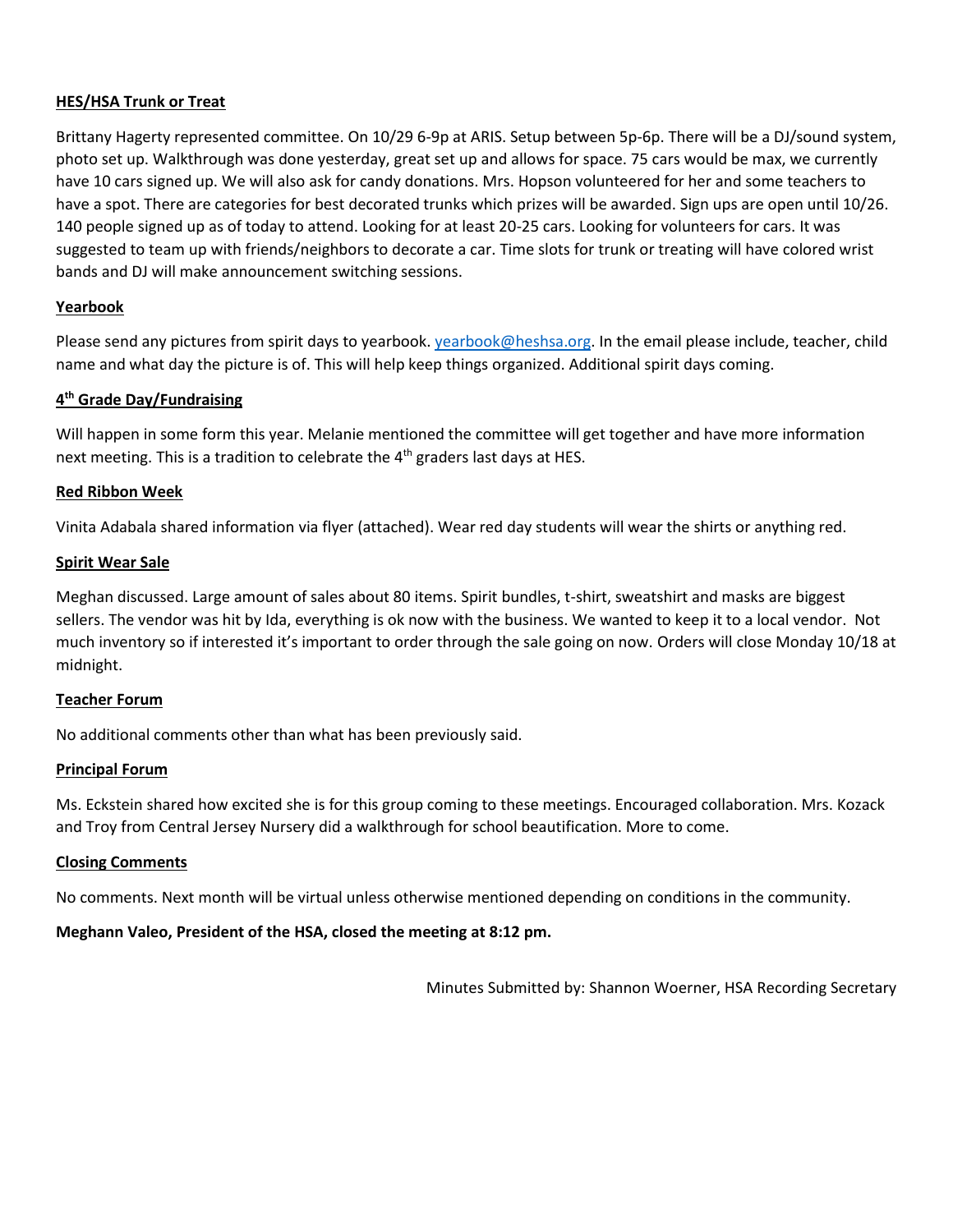**HES/HSA Trunk or Treat**

Brittany Hagerty represented committee. On 10/29 6-9p at ARIS. Setup between 5p-6p. There will be a DJ/sound system, photo set up. Walkthrough was done yesterday, great set up and allows for space. 75 cars would be max, we currently have 10 cars signed up. We will also ask for candy donations. Mrs. Hopson volunteered for her and some teachers to have a spot. There are categories for best decorated trunks which prizes will be awarded. Sign ups are open until 10/26. 140 people signed up as of today to attend. Looking for at least 20-25 cars. Looking for volunteers for cars. It was suggested to team up with friends/neighbors to decorate a car. Time slots for trunk or treating will have colored wrist bands and DJ will make announcement switching sessions.

**Yearbook**

Please send any pictures from spirit days to yearbook. yearbook@heshsa.org. In the email please include, teacher, child name and what day the picture is of. This will help keep things organized. Additional spirit days coming.

**4th Grade Day/Fundraising**

Will happen in some form this year. Melanie mentioned the committee will get together and have more information next meeting. This is a tradition to celebrate the 4th graders last days at HES.

**Red Ribbon Week**

Vinita Adabala shared information via flyer (attached). Wear red day students will wear the shirts or anything red.

**Spirit Wear Sale**

Meghan discussed. Large amount of sales about 80 items. Spirit bundles, t-shirt, sweatshirt and masks are biggest sellers. The vendor was hit by Ida, everything is ok now with the business. We wanted to keep it to a local vendor. Not much inventory so if interested it's important to order through the sale going on now. Orders will close Monday 10/18 at midnight.

**Teacher Forum**

No additional comments other than what has been previously said.

**Principal Forum**

Ms. Eckstein shared how excited she is for this group coming to these meetings. Encouraged collaboration. Mrs. Kozack and Troy from Central Jersey Nursery did a walkthrough for school beautification. More to come.

**Closing Comments**

No comments. Next month will be virtual unless otherwise mentioned depending on conditions in the community.

**Meghann Valeo, President of the HSA, closed the meeting at 8:12 pm.**

Minutes Submitted by: Shannon Woerner, HSA Recording Secretary